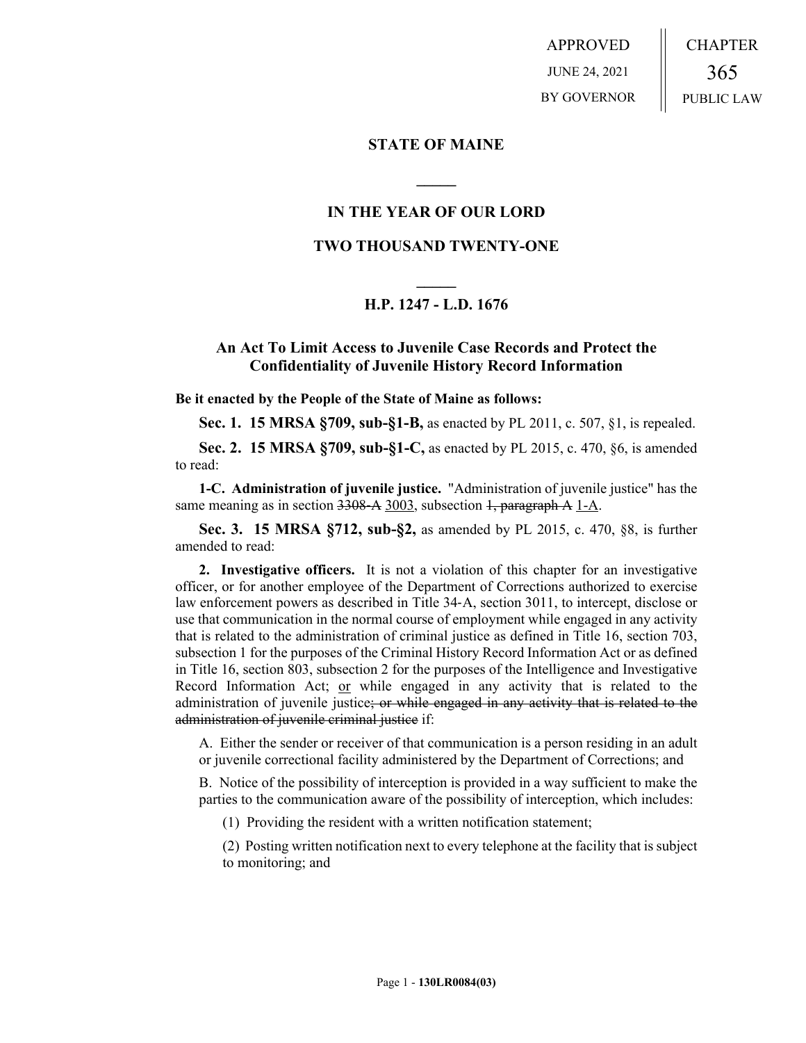APPROVED
JUNE 24, 2021
BY GOVERNOR

CHAPTER
365
PUBLIC LAW

# STATE OF MAINE

## IN THE YEAR OF OUR LORD

## TWO THOUSAND TWENTY-ONE

## H.P. 1247 - L.D. 1676

### An Act To Limit Access to Juvenile Case Records and Protect the Confidentiality of Juvenile History Record Information

**Be it enacted by the People of the State of Maine as follows:**

**Sec. 1. 15 MRSA §709, sub-§1-B,** as enacted by PL 2011, c. 507, §1, is repealed.

**Sec. 2. 15 MRSA §709, sub-§1-C,** as enacted by PL 2015, c. 470, §6, is amended to read:

**1-C. Administration of juvenile justice.** "Administration of juvenile justice" has the same meaning as in section ~~3308-A~~ 3003, subsection ~~1, paragraph A~~ 1-A.

**Sec. 3. 15 MRSA §712, sub-§2,** as amended by PL 2015, c. 470, §8, is further amended to read:

**2. Investigative officers.** It is not a violation of this chapter for an investigative officer, or for another employee of the Department of Corrections authorized to exercise law enforcement powers as described in Title 34-A, section 3011, to intercept, disclose or use that communication in the normal course of employment while engaged in any activity that is related to the administration of criminal justice as defined in Title 16, section 703, subsection 1 for the purposes of the Criminal History Record Information Act or as defined in Title 16, section 803, subsection 2 for the purposes of the Intelligence and Investigative Record Information Act; or while engaged in any activity that is related to the administration of juvenile justice~~; or while engaged in any activity that is related to the administration of juvenile criminal justice~~ if:

A. Either the sender or receiver of that communication is a person residing in an adult or juvenile correctional facility administered by the Department of Corrections; and

B. Notice of the possibility of interception is provided in a way sufficient to make the parties to the communication aware of the possibility of interception, which includes:

(1) Providing the resident with a written notification statement;

(2) Posting written notification next to every telephone at the facility that is subject to monitoring; and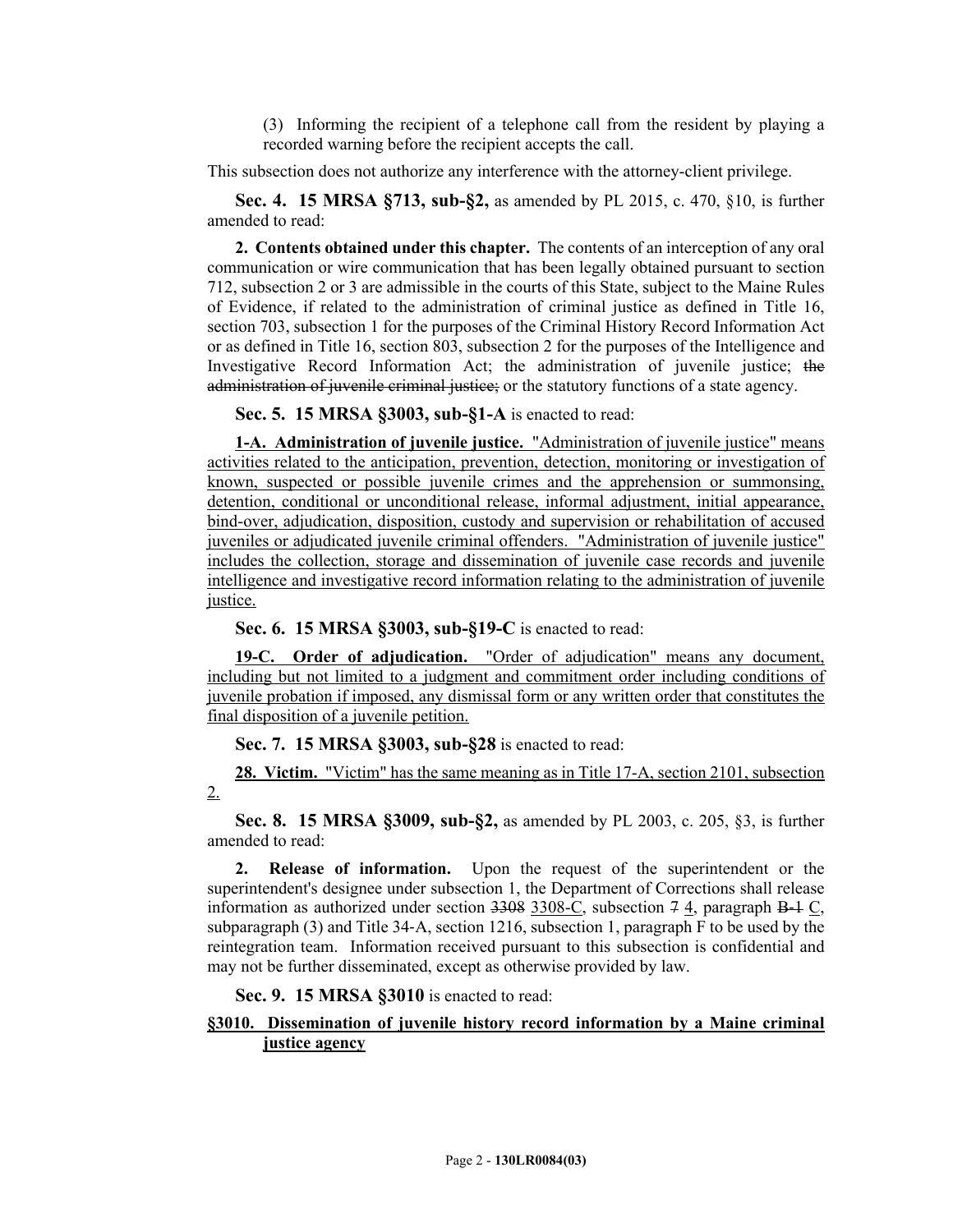(3) Informing the recipient of a telephone call from the resident by playing a recorded warning before the recipient accepts the call.

This subsection does not authorize any interference with the attorney-client privilege.

**Sec. 4. 15 MRSA §713, sub-§2,** as amended by PL 2015, c. 470, §10, is further amended to read:

**2. Contents obtained under this chapter.** The contents of an interception of any oral communication or wire communication that has been legally obtained pursuant to section 712, subsection 2 or 3 are admissible in the courts of this State, subject to the Maine Rules of Evidence, if related to the administration of criminal justice as defined in Title 16, section 703, subsection 1 for the purposes of the Criminal History Record Information Act or as defined in Title 16, section 803, subsection 2 for the purposes of the Intelligence and Investigative Record Information Act; the administration of juvenile justice; ~~the administration of juvenile criminal justice;~~ or the statutory functions of a state agency.

**Sec. 5. 15 MRSA §3003, sub-§1-A** is enacted to read:

<u>**1-A. Administration of juvenile justice.** "Administration of juvenile justice" means activities related to the anticipation, prevention, detection, monitoring or investigation of known, suspected or possible juvenile crimes and the apprehension or summonsing, detention, conditional or unconditional release, informal adjustment, initial appearance, bind-over, adjudication, disposition, custody and supervision or rehabilitation of accused juveniles or adjudicated juvenile criminal offenders. "Administration of juvenile justice" includes the collection, storage and dissemination of juvenile case records and juvenile intelligence and investigative record information relating to the administration of juvenile justice.</u>

**Sec. 6. 15 MRSA §3003, sub-§19-C** is enacted to read:

<u>**19-C. Order of adjudication.** "Order of adjudication" means any document, including but not limited to a judgment and commitment order including conditions of juvenile probation if imposed, any dismissal form or any written order that constitutes the final disposition of a juvenile petition.</u>

**Sec. 7. 15 MRSA §3003, sub-§28** is enacted to read:

<u>**28. Victim.** "Victim" has the same meaning as in Title 17-A, section 2101, subsection 2.</u>

**Sec. 8. 15 MRSA §3009, sub-§2,** as amended by PL 2003, c. 205, §3, is further amended to read:

**2. Release of information.** Upon the request of the superintendent or the superintendent's designee under subsection 1, the Department of Corrections shall release information as authorized under section ~~3308~~ <u>3308-C</u>, subsection ~~7~~ <u>4</u>, paragraph ~~B-1~~ <u>C</u>, subparagraph (3) and Title 34-A, section 1216, subsection 1, paragraph F to be used by the reintegration team. Information received pursuant to this subsection is confidential and may not be further disseminated, except as otherwise provided by law.

**Sec. 9. 15 MRSA §3010** is enacted to read:

<u>**§3010. Dissemination of juvenile history record information by a Maine criminal justice agency**</u>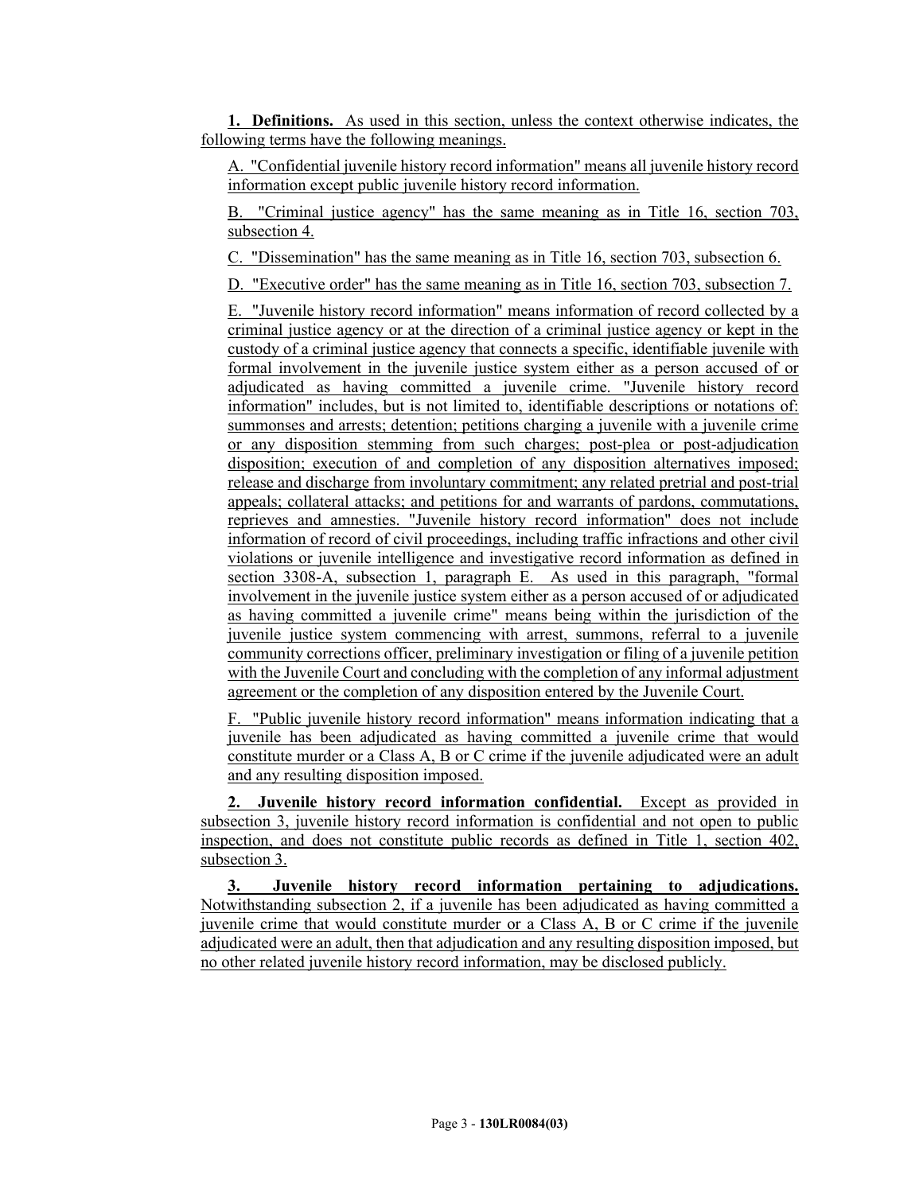**1. Definitions.** As used in this section, unless the context otherwise indicates, the following terms have the following meanings.

A. "Confidential juvenile history record information" means all juvenile history record information except public juvenile history record information.

B. "Criminal justice agency" has the same meaning as in Title 16, section 703, subsection 4.

C. "Dissemination" has the same meaning as in Title 16, section 703, subsection 6.

D. "Executive order" has the same meaning as in Title 16, section 703, subsection 7.

E. "Juvenile history record information" means information of record collected by a criminal justice agency or at the direction of a criminal justice agency or kept in the custody of a criminal justice agency that connects a specific, identifiable juvenile with formal involvement in the juvenile justice system either as a person accused of or adjudicated as having committed a juvenile crime. "Juvenile history record information" includes, but is not limited to, identifiable descriptions or notations of: summonses and arrests; detention; petitions charging a juvenile with a juvenile crime or any disposition stemming from such charges; post-plea or post-adjudication disposition; execution of and completion of any disposition alternatives imposed; release and discharge from involuntary commitment; any related pretrial and post-trial appeals; collateral attacks; and petitions for and warrants of pardons, commutations, reprieves and amnesties. "Juvenile history record information" does not include information of record of civil proceedings, including traffic infractions and other civil violations or juvenile intelligence and investigative record information as defined in section 3308-A, subsection 1, paragraph E. As used in this paragraph, "formal involvement in the juvenile justice system either as a person accused of or adjudicated as having committed a juvenile crime" means being within the jurisdiction of the juvenile justice system commencing with arrest, summons, referral to a juvenile community corrections officer, preliminary investigation or filing of a juvenile petition with the Juvenile Court and concluding with the completion of any informal adjustment agreement or the completion of any disposition entered by the Juvenile Court.

F. "Public juvenile history record information" means information indicating that a juvenile has been adjudicated as having committed a juvenile crime that would constitute murder or a Class A, B or C crime if the juvenile adjudicated were an adult and any resulting disposition imposed.

**2. Juvenile history record information confidential.** Except as provided in subsection 3, juvenile history record information is confidential and not open to public inspection, and does not constitute public records as defined in Title 1, section 402, subsection 3.

**3. Juvenile history record information pertaining to adjudications.** Notwithstanding subsection 2, if a juvenile has been adjudicated as having committed a juvenile crime that would constitute murder or a Class A, B or C crime if the juvenile adjudicated were an adult, then that adjudication and any resulting disposition imposed, but no other related juvenile history record information, may be disclosed publicly.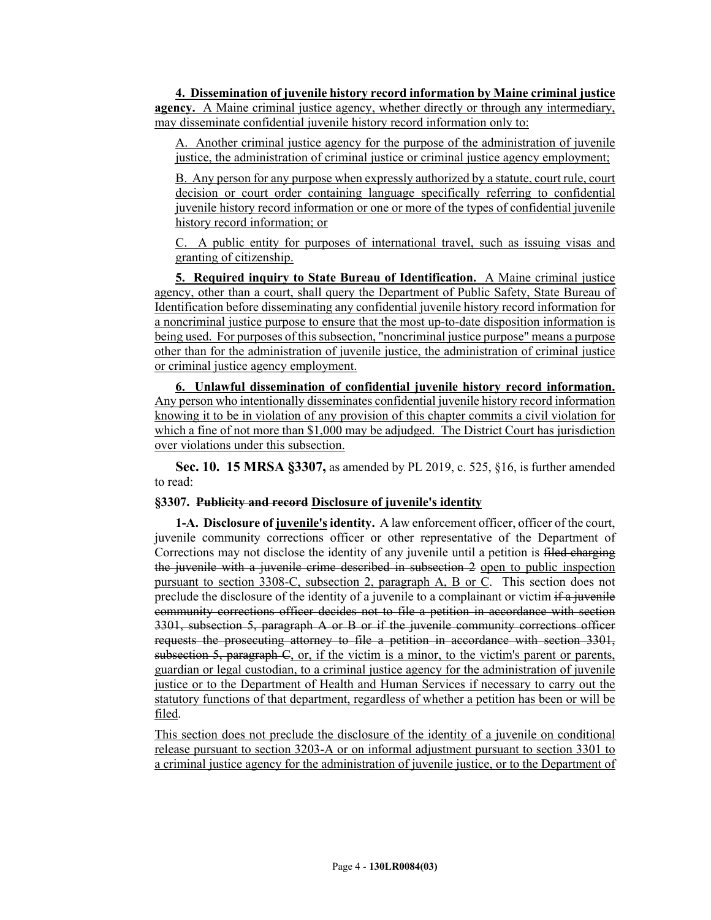**4. Dissemination of juvenile history record information by Maine criminal justice agency.** A Maine criminal justice agency, whether directly or through any intermediary, may disseminate confidential juvenile history record information only to:

A. Another criminal justice agency for the purpose of the administration of juvenile justice, the administration of criminal justice or criminal justice agency employment;

B. Any person for any purpose when expressly authorized by a statute, court rule, court decision or court order containing language specifically referring to confidential juvenile history record information or one or more of the types of confidential juvenile history record information; or

C. A public entity for purposes of international travel, such as issuing visas and granting of citizenship.

**5. Required inquiry to State Bureau of Identification.** A Maine criminal justice agency, other than a court, shall query the Department of Public Safety, State Bureau of Identification before disseminating any confidential juvenile history record information for a noncriminal justice purpose to ensure that the most up-to-date disposition information is being used. For purposes of this subsection, "noncriminal justice purpose" means a purpose other than for the administration of juvenile justice, the administration of criminal justice or criminal justice agency employment.

**6. Unlawful dissemination of confidential juvenile history record information.** Any person who intentionally disseminates confidential juvenile history record information knowing it to be in violation of any provision of this chapter commits a civil violation for which a fine of not more than $1,000 may be adjudged. The District Court has jurisdiction over violations under this subsection.

**Sec. 10. 15 MRSA §3307,** as amended by PL 2019, c. 525, §16, is further amended to read:

**§3307. ~~Publicity and record~~ Disclosure of juvenile's identity**

**1-A. Disclosure of juvenile's identity.** A law enforcement officer, officer of the court, juvenile community corrections officer or other representative of the Department of Corrections may not disclose the identity of any juvenile until a petition is ~~filed charging the juvenile with a juvenile crime described in subsection 2~~ open to public inspection pursuant to section 3308-C, subsection 2, paragraph A, B or C. This section does not preclude the disclosure of the identity of a juvenile to a complainant or victim ~~if a juvenile community corrections officer decides not to file a petition in accordance with section 3301, subsection 5, paragraph A or B or if the juvenile community corrections officer requests the prosecuting attorney to file a petition in accordance with section 3301, subsection 5, paragraph C~~, or, if the victim is a minor, to the victim's parent or parents, guardian or legal custodian, to a criminal justice agency for the administration of juvenile justice or to the Department of Health and Human Services if necessary to carry out the statutory functions of that department, regardless of whether a petition has been or will be filed.

This section does not preclude the disclosure of the identity of a juvenile on conditional release pursuant to section 3203-A or on informal adjustment pursuant to section 3301 to a criminal justice agency for the administration of juvenile justice, or to the Department of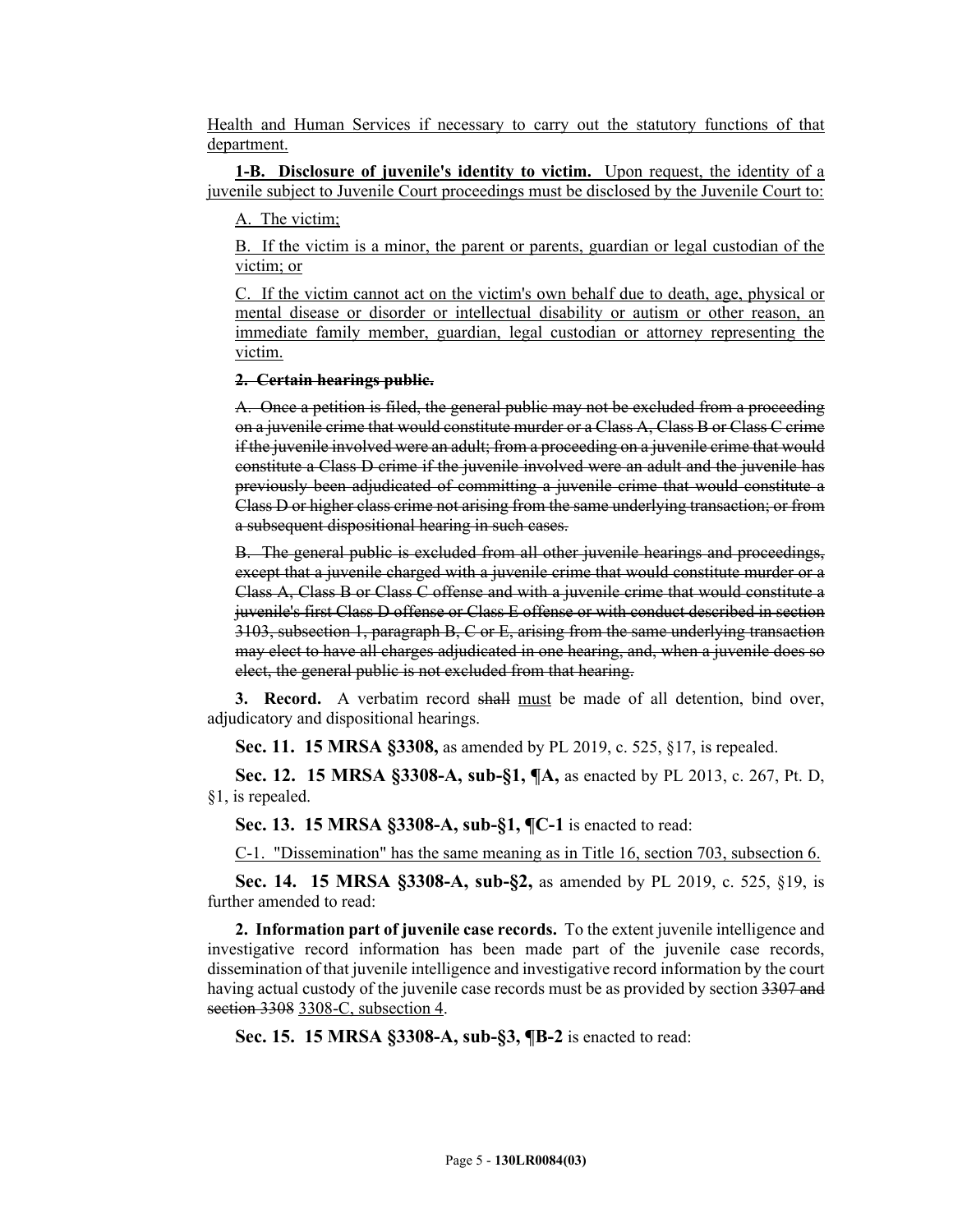Health and Human Services if necessary to carry out the statutory functions of that department.

**1-B. Disclosure of juvenile's identity to victim.** Upon request, the identity of a juvenile subject to Juvenile Court proceedings must be disclosed by the Juvenile Court to:

A. The victim;

B. If the victim is a minor, the parent or parents, guardian or legal custodian of the victim; or

C. If the victim cannot act on the victim's own behalf due to death, age, physical or mental disease or disorder or intellectual disability or autism or other reason, an immediate family member, guardian, legal custodian or attorney representing the victim.

~~**2. Certain hearings public.**~~

~~A. Once a petition is filed, the general public may not be excluded from a proceeding on a juvenile crime that would constitute murder or a Class A, Class B or Class C crime if the juvenile involved were an adult; from a proceeding on a juvenile crime that would constitute a Class D crime if the juvenile involved were an adult and the juvenile has previously been adjudicated of committing a juvenile crime that would constitute a Class D or higher class crime not arising from the same underlying transaction; or from a subsequent dispositional hearing in such cases.~~

~~B. The general public is excluded from all other juvenile hearings and proceedings, except that a juvenile charged with a juvenile crime that would constitute murder or a Class A, Class B or Class C offense and with a juvenile crime that would constitute a juvenile's first Class D offense or Class E offense or with conduct described in section 3103, subsection 1, paragraph B, C or E, arising from the same underlying transaction may elect to have all charges adjudicated in one hearing, and, when a juvenile does so elect, the general public is not excluded from that hearing.~~

**3. Record.** A verbatim record ~~shall~~ must be made of all detention, bind over, adjudicatory and dispositional hearings.

**Sec. 11. 15 MRSA §3308,** as amended by PL 2019, c. 525, §17, is repealed.

**Sec. 12. 15 MRSA §3308-A, sub-§1, ¶A,** as enacted by PL 2013, c. 267, Pt. D, §1, is repealed.

**Sec. 13. 15 MRSA §3308-A, sub-§1, ¶C-1** is enacted to read:

C-1. "Dissemination" has the same meaning as in Title 16, section 703, subsection 6.

**Sec. 14. 15 MRSA §3308-A, sub-§2,** as amended by PL 2019, c. 525, §19, is further amended to read:

**2. Information part of juvenile case records.** To the extent juvenile intelligence and investigative record information has been made part of the juvenile case records, dissemination of that juvenile intelligence and investigative record information by the court having actual custody of the juvenile case records must be as provided by section ~~3307 and section 3308~~ 3308-C, subsection 4.

**Sec. 15. 15 MRSA §3308-A, sub-§3, ¶B-2** is enacted to read: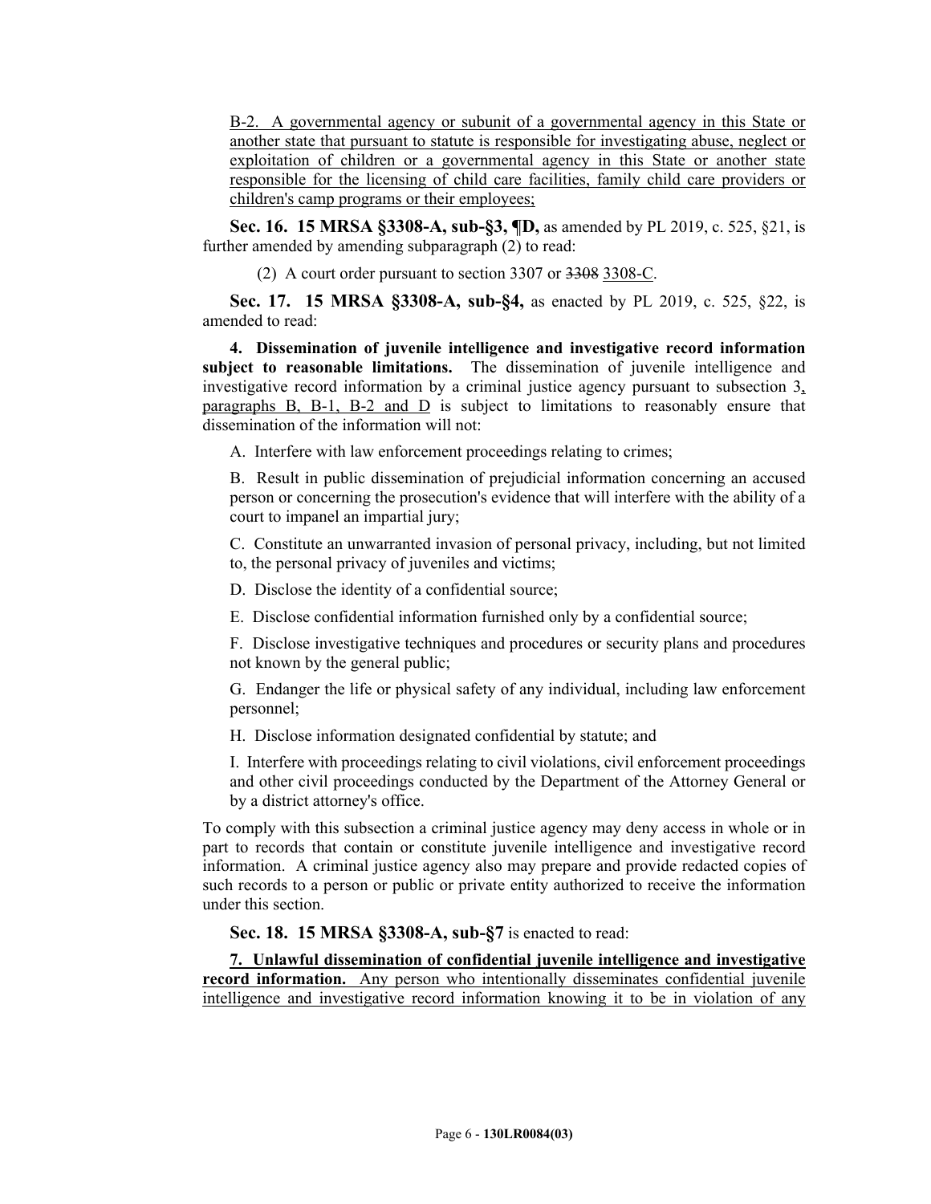B-2. A governmental agency or subunit of a governmental agency in this State or another state that pursuant to statute is responsible for investigating abuse, neglect or exploitation of children or a governmental agency in this State or another state responsible for the licensing of child care facilities, family child care providers or children's camp programs or their employees;

**Sec. 16. 15 MRSA §3308-A, sub-§3, ¶D,** as amended by PL 2019, c. 525, §21, is further amended by amending subparagraph (2) to read:

(2) A court order pursuant to section 3307 or ~~3308~~ 3308-C.

**Sec. 17. 15 MRSA §3308-A, sub-§4,** as enacted by PL 2019, c. 525, §22, is amended to read:

**4. Dissemination of juvenile intelligence and investigative record information subject to reasonable limitations.** The dissemination of juvenile intelligence and investigative record information by a criminal justice agency pursuant to subsection 3, paragraphs B, B-1, B-2 and D is subject to limitations to reasonably ensure that dissemination of the information will not:

A. Interfere with law enforcement proceedings relating to crimes;

B. Result in public dissemination of prejudicial information concerning an accused person or concerning the prosecution's evidence that will interfere with the ability of a court to impanel an impartial jury;

C. Constitute an unwarranted invasion of personal privacy, including, but not limited to, the personal privacy of juveniles and victims;

D. Disclose the identity of a confidential source;

E. Disclose confidential information furnished only by a confidential source;

F. Disclose investigative techniques and procedures or security plans and procedures not known by the general public;

G. Endanger the life or physical safety of any individual, including law enforcement personnel;

H. Disclose information designated confidential by statute; and

I. Interfere with proceedings relating to civil violations, civil enforcement proceedings and other civil proceedings conducted by the Department of the Attorney General or by a district attorney's office.

To comply with this subsection a criminal justice agency may deny access in whole or in part to records that contain or constitute juvenile intelligence and investigative record information. A criminal justice agency also may prepare and provide redacted copies of such records to a person or public or private entity authorized to receive the information under this section.

**Sec. 18. 15 MRSA §3308-A, sub-§7** is enacted to read:

**7. Unlawful dissemination of confidential juvenile intelligence and investigative record information.** Any person who intentionally disseminates confidential juvenile intelligence and investigative record information knowing it to be in violation of any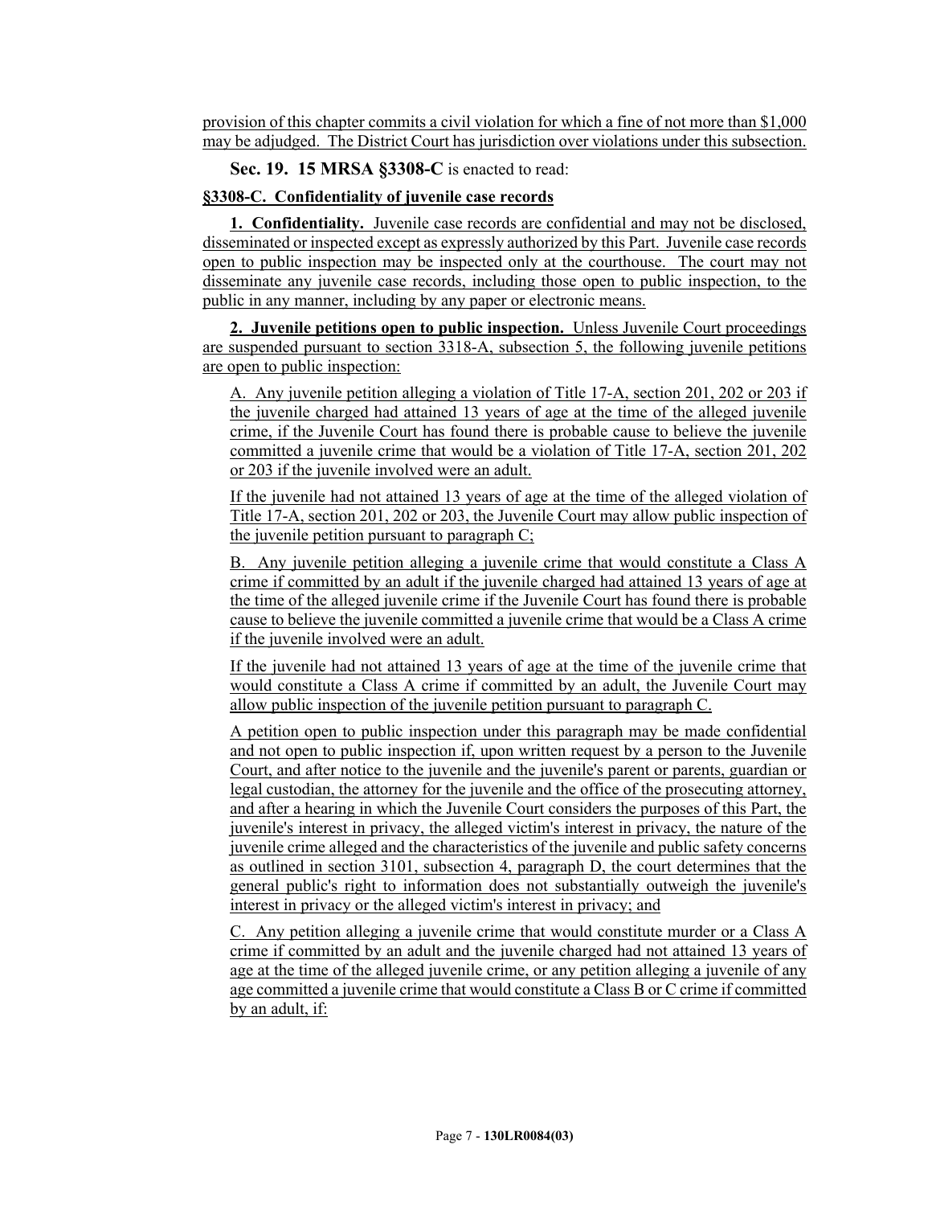provision of this chapter commits a civil violation for which a fine of not more than $1,000 may be adjudged. The District Court has jurisdiction over violations under this subsection.

**Sec. 19. 15 MRSA §3308-C** is enacted to read:

**§3308-C. Confidentiality of juvenile case records**

**1. Confidentiality.** Juvenile case records are confidential and may not be disclosed, disseminated or inspected except as expressly authorized by this Part. Juvenile case records open to public inspection may be inspected only at the courthouse. The court may not disseminate any juvenile case records, including those open to public inspection, to the public in any manner, including by any paper or electronic means.

**2. Juvenile petitions open to public inspection.** Unless Juvenile Court proceedings are suspended pursuant to section 3318-A, subsection 5, the following juvenile petitions are open to public inspection:

A. Any juvenile petition alleging a violation of Title 17-A, section 201, 202 or 203 if the juvenile charged had attained 13 years of age at the time of the alleged juvenile crime, if the Juvenile Court has found there is probable cause to believe the juvenile committed a juvenile crime that would be a violation of Title 17-A, section 201, 202 or 203 if the juvenile involved were an adult.

If the juvenile had not attained 13 years of age at the time of the alleged violation of Title 17-A, section 201, 202 or 203, the Juvenile Court may allow public inspection of the juvenile petition pursuant to paragraph C;

B. Any juvenile petition alleging a juvenile crime that would constitute a Class A crime if committed by an adult if the juvenile charged had attained 13 years of age at the time of the alleged juvenile crime if the Juvenile Court has found there is probable cause to believe the juvenile committed a juvenile crime that would be a Class A crime if the juvenile involved were an adult.

If the juvenile had not attained 13 years of age at the time of the juvenile crime that would constitute a Class A crime if committed by an adult, the Juvenile Court may allow public inspection of the juvenile petition pursuant to paragraph C.

A petition open to public inspection under this paragraph may be made confidential and not open to public inspection if, upon written request by a person to the Juvenile Court, and after notice to the juvenile and the juvenile's parent or parents, guardian or legal custodian, the attorney for the juvenile and the office of the prosecuting attorney, and after a hearing in which the Juvenile Court considers the purposes of this Part, the juvenile's interest in privacy, the alleged victim's interest in privacy, the nature of the juvenile crime alleged and the characteristics of the juvenile and public safety concerns as outlined in section 3101, subsection 4, paragraph D, the court determines that the general public's right to information does not substantially outweigh the juvenile's interest in privacy or the alleged victim's interest in privacy; and

C. Any petition alleging a juvenile crime that would constitute murder or a Class A crime if committed by an adult and the juvenile charged had not attained 13 years of age at the time of the alleged juvenile crime, or any petition alleging a juvenile of any age committed a juvenile crime that would constitute a Class B or C crime if committed by an adult, if: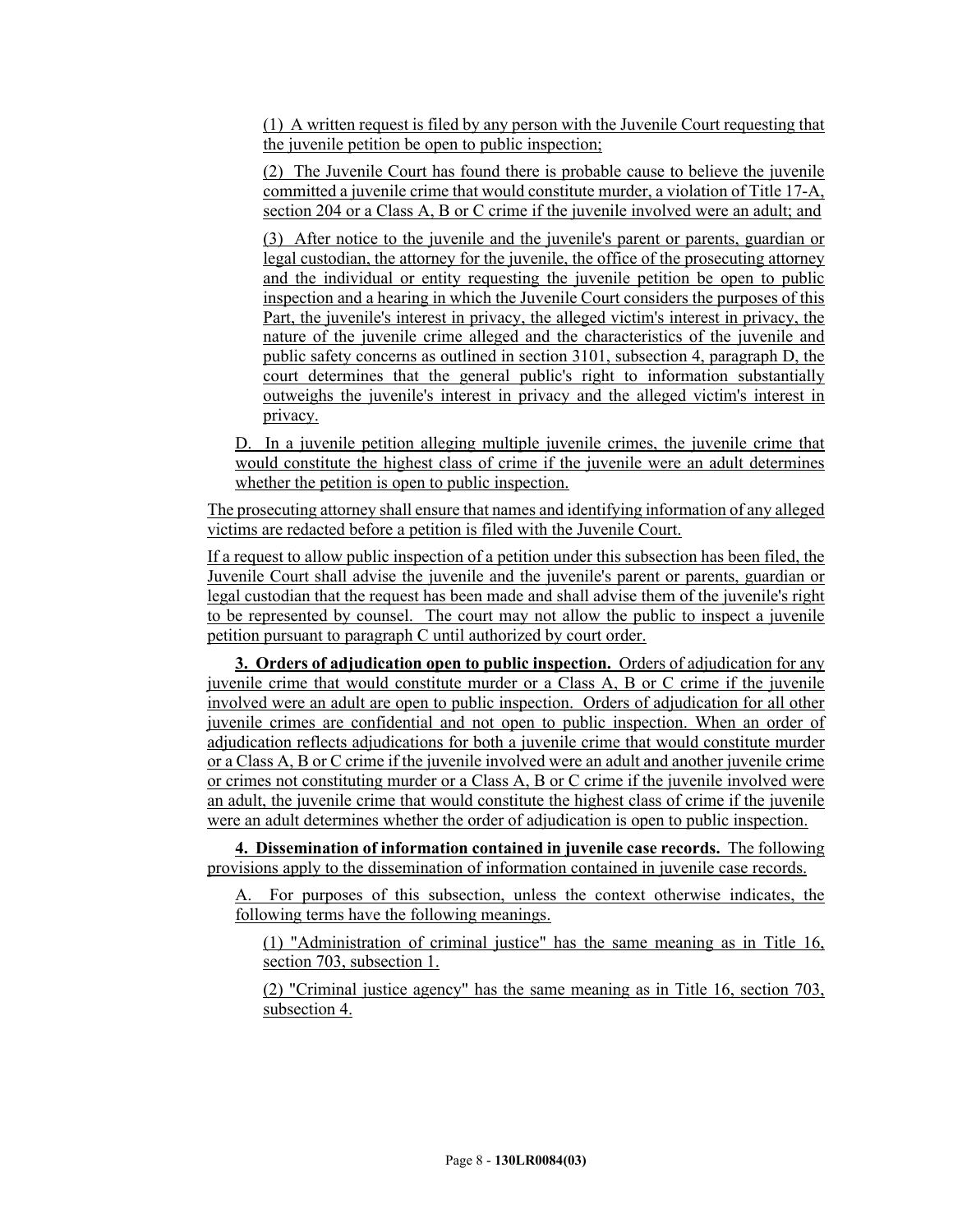(1) A written request is filed by any person with the Juvenile Court requesting that the juvenile petition be open to public inspection;

(2) The Juvenile Court has found there is probable cause to believe the juvenile committed a juvenile crime that would constitute murder, a violation of Title 17-A, section 204 or a Class A, B or C crime if the juvenile involved were an adult; and

(3) After notice to the juvenile and the juvenile's parent or parents, guardian or legal custodian, the attorney for the juvenile, the office of the prosecuting attorney and the individual or entity requesting the juvenile petition be open to public inspection and a hearing in which the Juvenile Court considers the purposes of this Part, the juvenile's interest in privacy, the alleged victim's interest in privacy, the nature of the juvenile crime alleged and the characteristics of the juvenile and public safety concerns as outlined in section 3101, subsection 4, paragraph D, the court determines that the general public's right to information substantially outweighs the juvenile's interest in privacy and the alleged victim's interest in privacy.

D. In a juvenile petition alleging multiple juvenile crimes, the juvenile crime that would constitute the highest class of crime if the juvenile were an adult determines whether the petition is open to public inspection.

The prosecuting attorney shall ensure that names and identifying information of any alleged victims are redacted before a petition is filed with the Juvenile Court.

If a request to allow public inspection of a petition under this subsection has been filed, the Juvenile Court shall advise the juvenile and the juvenile's parent or parents, guardian or legal custodian that the request has been made and shall advise them of the juvenile's right to be represented by counsel. The court may not allow the public to inspect a juvenile petition pursuant to paragraph C until authorized by court order.

**3. Orders of adjudication open to public inspection.** Orders of adjudication for any juvenile crime that would constitute murder or a Class A, B or C crime if the juvenile involved were an adult are open to public inspection. Orders of adjudication for all other juvenile crimes are confidential and not open to public inspection. When an order of adjudication reflects adjudications for both a juvenile crime that would constitute murder or a Class A, B or C crime if the juvenile involved were an adult and another juvenile crime or crimes not constituting murder or a Class A, B or C crime if the juvenile involved were an adult, the juvenile crime that would constitute the highest class of crime if the juvenile were an adult determines whether the order of adjudication is open to public inspection.

**4. Dissemination of information contained in juvenile case records.** The following provisions apply to the dissemination of information contained in juvenile case records.

A. For purposes of this subsection, unless the context otherwise indicates, the following terms have the following meanings.

(1) "Administration of criminal justice" has the same meaning as in Title 16, section 703, subsection 1.

(2) "Criminal justice agency" has the same meaning as in Title 16, section 703, subsection 4.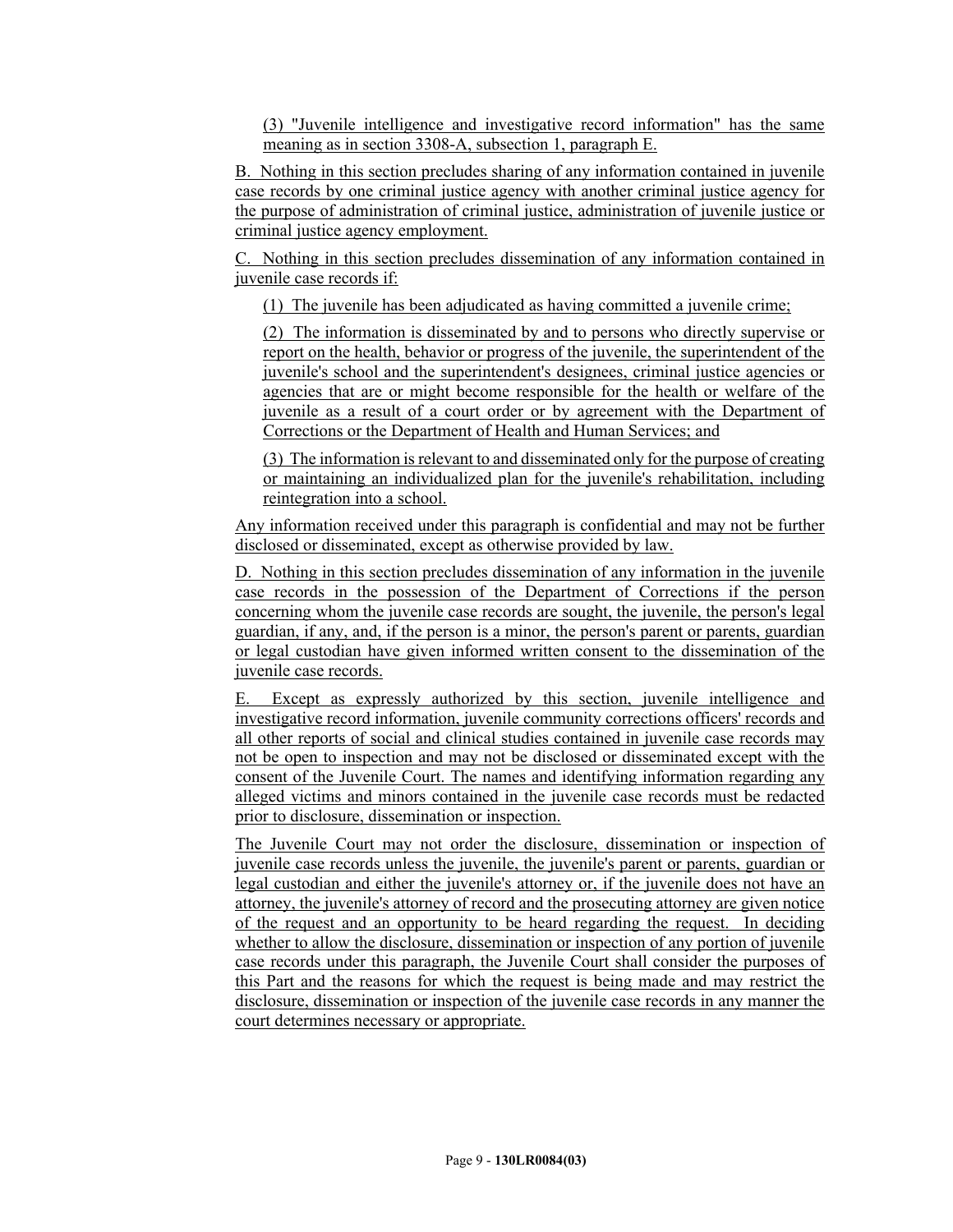(3) "Juvenile intelligence and investigative record information" has the same meaning as in section 3308-A, subsection 1, paragraph E.

B. Nothing in this section precludes sharing of any information contained in juvenile case records by one criminal justice agency with another criminal justice agency for the purpose of administration of criminal justice, administration of juvenile justice or criminal justice agency employment.

C. Nothing in this section precludes dissemination of any information contained in juvenile case records if:

(1) The juvenile has been adjudicated as having committed a juvenile crime;

(2) The information is disseminated by and to persons who directly supervise or report on the health, behavior or progress of the juvenile, the superintendent of the juvenile's school and the superintendent's designees, criminal justice agencies or agencies that are or might become responsible for the health or welfare of the juvenile as a result of a court order or by agreement with the Department of Corrections or the Department of Health and Human Services; and

(3) The information is relevant to and disseminated only for the purpose of creating or maintaining an individualized plan for the juvenile's rehabilitation, including reintegration into a school.

Any information received under this paragraph is confidential and may not be further disclosed or disseminated, except as otherwise provided by law.

D. Nothing in this section precludes dissemination of any information in the juvenile case records in the possession of the Department of Corrections if the person concerning whom the juvenile case records are sought, the juvenile, the person's legal guardian, if any, and, if the person is a minor, the person's parent or parents, guardian or legal custodian have given informed written consent to the dissemination of the juvenile case records.

E. Except as expressly authorized by this section, juvenile intelligence and investigative record information, juvenile community corrections officers' records and all other reports of social and clinical studies contained in juvenile case records may not be open to inspection and may not be disclosed or disseminated except with the consent of the Juvenile Court. The names and identifying information regarding any alleged victims and minors contained in the juvenile case records must be redacted prior to disclosure, dissemination or inspection.

The Juvenile Court may not order the disclosure, dissemination or inspection of juvenile case records unless the juvenile, the juvenile's parent or parents, guardian or legal custodian and either the juvenile's attorney or, if the juvenile does not have an attorney, the juvenile's attorney of record and the prosecuting attorney are given notice of the request and an opportunity to be heard regarding the request. In deciding whether to allow the disclosure, dissemination or inspection of any portion of juvenile case records under this paragraph, the Juvenile Court shall consider the purposes of this Part and the reasons for which the request is being made and may restrict the disclosure, dissemination or inspection of the juvenile case records in any manner the court determines necessary or appropriate.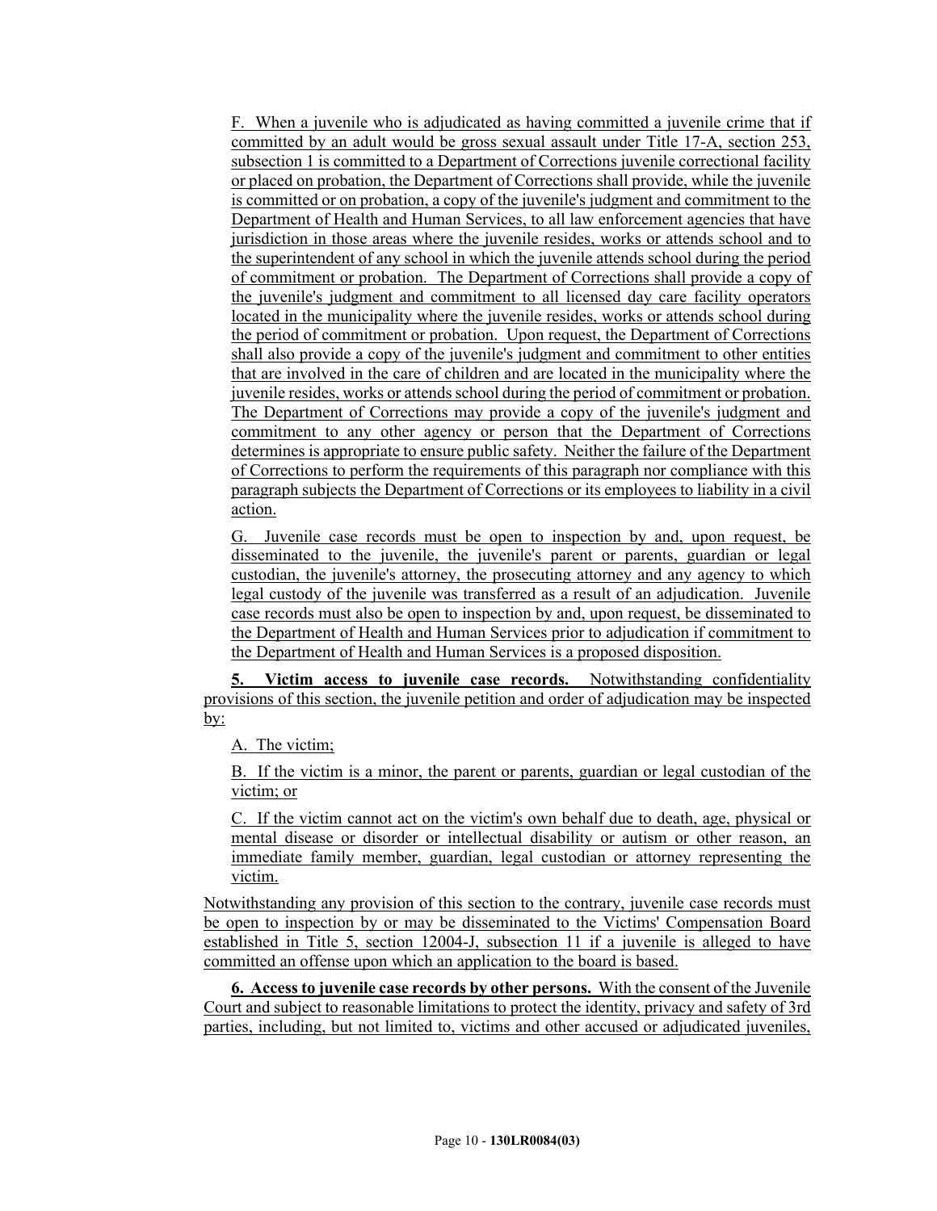F. When a juvenile who is adjudicated as having committed a juvenile crime that if committed by an adult would be gross sexual assault under Title 17-A, section 253, subsection 1 is committed to a Department of Corrections juvenile correctional facility or placed on probation, the Department of Corrections shall provide, while the juvenile is committed or on probation, a copy of the juvenile's judgment and commitment to the Department of Health and Human Services, to all law enforcement agencies that have jurisdiction in those areas where the juvenile resides, works or attends school and to the superintendent of any school in which the juvenile attends school during the period of commitment or probation. The Department of Corrections shall provide a copy of the juvenile's judgment and commitment to all licensed day care facility operators located in the municipality where the juvenile resides, works or attends school during the period of commitment or probation. Upon request, the Department of Corrections shall also provide a copy of the juvenile's judgment and commitment to other entities that are involved in the care of children and are located in the municipality where the juvenile resides, works or attends school during the period of commitment or probation. The Department of Corrections may provide a copy of the juvenile's judgment and commitment to any other agency or person that the Department of Corrections determines is appropriate to ensure public safety. Neither the failure of the Department of Corrections to perform the requirements of this paragraph nor compliance with this paragraph subjects the Department of Corrections or its employees to liability in a civil action.

G. Juvenile case records must be open to inspection by and, upon request, be disseminated to the juvenile, the juvenile's parent or parents, guardian or legal custodian, the juvenile's attorney, the prosecuting attorney and any agency to which legal custody of the juvenile was transferred as a result of an adjudication. Juvenile case records must also be open to inspection by and, upon request, be disseminated to the Department of Health and Human Services prior to adjudication if commitment to the Department of Health and Human Services is a proposed disposition.

**5. Victim access to juvenile case records.** Notwithstanding confidentiality provisions of this section, the juvenile petition and order of adjudication may be inspected by:

A. The victim;

B. If the victim is a minor, the parent or parents, guardian or legal custodian of the victim; or

C. If the victim cannot act on the victim's own behalf due to death, age, physical or mental disease or disorder or intellectual disability or autism or other reason, an immediate family member, guardian, legal custodian or attorney representing the victim.

Notwithstanding any provision of this section to the contrary, juvenile case records must be open to inspection by or may be disseminated to the Victims' Compensation Board established in Title 5, section 12004-J, subsection 11 if a juvenile is alleged to have committed an offense upon which an application to the board is based.

**6. Access to juvenile case records by other persons.** With the consent of the Juvenile Court and subject to reasonable limitations to protect the identity, privacy and safety of 3rd parties, including, but not limited to, victims and other accused or adjudicated juveniles,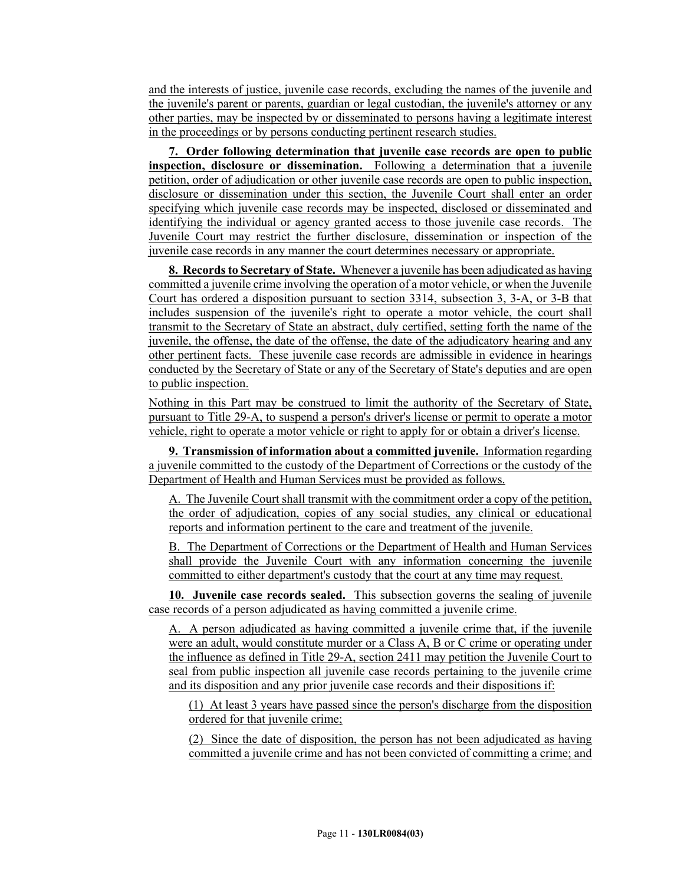and the interests of justice, juvenile case records, excluding the names of the juvenile and the juvenile's parent or parents, guardian or legal custodian, the juvenile's attorney or any other parties, may be inspected by or disseminated to persons having a legitimate interest in the proceedings or by persons conducting pertinent research studies.

**7. Order following determination that juvenile case records are open to public inspection, disclosure or dissemination.** Following a determination that a juvenile petition, order of adjudication or other juvenile case records are open to public inspection, disclosure or dissemination under this section, the Juvenile Court shall enter an order specifying which juvenile case records may be inspected, disclosed or disseminated and identifying the individual or agency granted access to those juvenile case records. The Juvenile Court may restrict the further disclosure, dissemination or inspection of the juvenile case records in any manner the court determines necessary or appropriate.

**8. Records to Secretary of State.** Whenever a juvenile has been adjudicated as having committed a juvenile crime involving the operation of a motor vehicle, or when the Juvenile Court has ordered a disposition pursuant to section 3314, subsection 3, 3-A, or 3-B that includes suspension of the juvenile's right to operate a motor vehicle, the court shall transmit to the Secretary of State an abstract, duly certified, setting forth the name of the juvenile, the offense, the date of the offense, the date of the adjudicatory hearing and any other pertinent facts. These juvenile case records are admissible in evidence in hearings conducted by the Secretary of State or any of the Secretary of State's deputies and are open to public inspection.

Nothing in this Part may be construed to limit the authority of the Secretary of State, pursuant to Title 29-A, to suspend a person's driver's license or permit to operate a motor vehicle, right to operate a motor vehicle or right to apply for or obtain a driver's license.

**9. Transmission of information about a committed juvenile.** Information regarding a juvenile committed to the custody of the Department of Corrections or the custody of the Department of Health and Human Services must be provided as follows.

A. The Juvenile Court shall transmit with the commitment order a copy of the petition, the order of adjudication, copies of any social studies, any clinical or educational reports and information pertinent to the care and treatment of the juvenile.

B. The Department of Corrections or the Department of Health and Human Services shall provide the Juvenile Court with any information concerning the juvenile committed to either department's custody that the court at any time may request.

**10. Juvenile case records sealed.** This subsection governs the sealing of juvenile case records of a person adjudicated as having committed a juvenile crime.

A. A person adjudicated as having committed a juvenile crime that, if the juvenile were an adult, would constitute murder or a Class A, B or C crime or operating under the influence as defined in Title 29-A, section 2411 may petition the Juvenile Court to seal from public inspection all juvenile case records pertaining to the juvenile crime and its disposition and any prior juvenile case records and their dispositions if:

(1) At least 3 years have passed since the person's discharge from the disposition ordered for that juvenile crime;

(2) Since the date of disposition, the person has not been adjudicated as having committed a juvenile crime and has not been convicted of committing a crime; and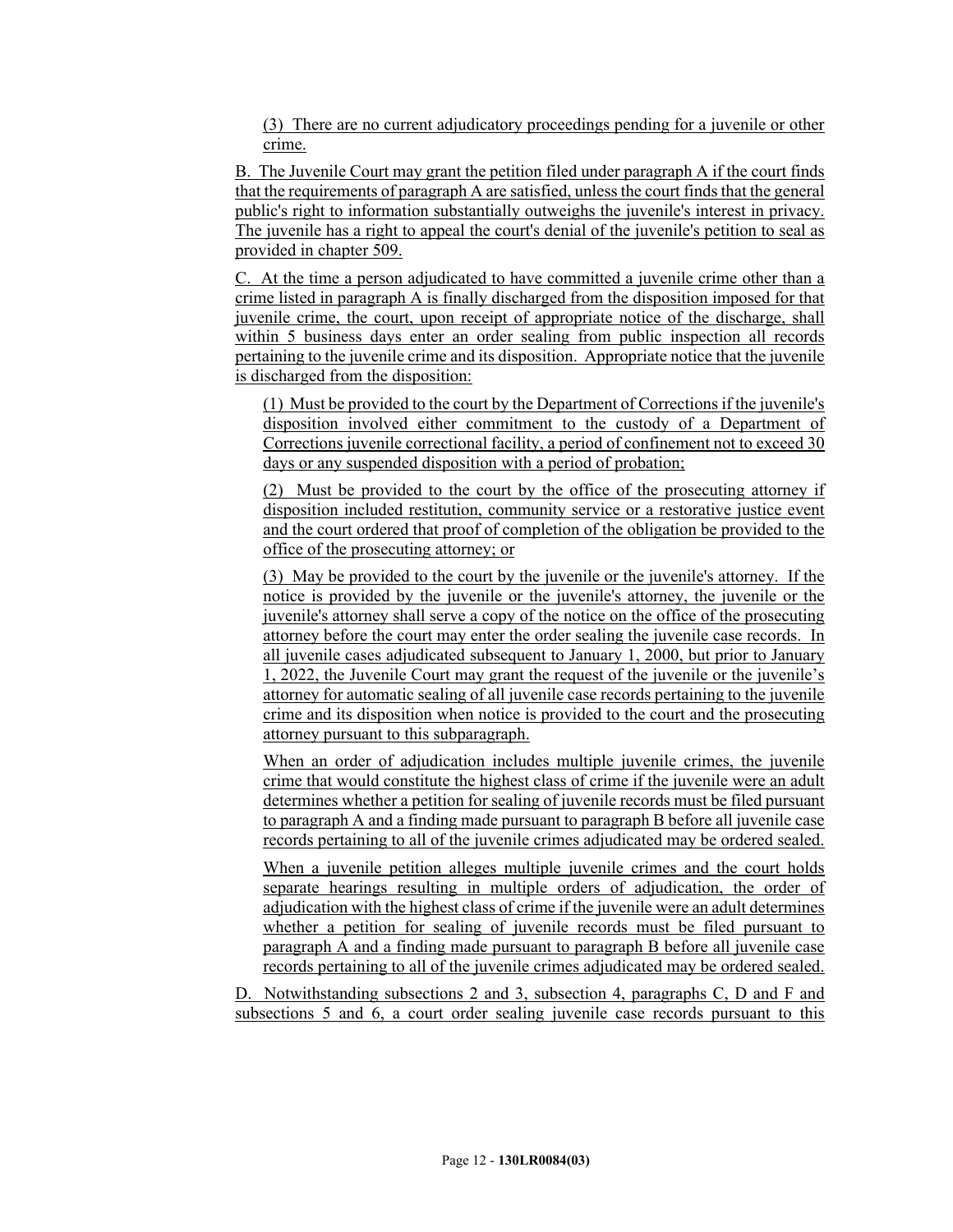(3) There are no current adjudicatory proceedings pending for a juvenile or other crime.

B. The Juvenile Court may grant the petition filed under paragraph A if the court finds that the requirements of paragraph A are satisfied, unless the court finds that the general public's right to information substantially outweighs the juvenile's interest in privacy. The juvenile has a right to appeal the court's denial of the juvenile's petition to seal as provided in chapter 509.

C. At the time a person adjudicated to have committed a juvenile crime other than a crime listed in paragraph A is finally discharged from the disposition imposed for that juvenile crime, the court, upon receipt of appropriate notice of the discharge, shall within 5 business days enter an order sealing from public inspection all records pertaining to the juvenile crime and its disposition. Appropriate notice that the juvenile is discharged from the disposition:

(1) Must be provided to the court by the Department of Corrections if the juvenile's disposition involved either commitment to the custody of a Department of Corrections juvenile correctional facility, a period of confinement not to exceed 30 days or any suspended disposition with a period of probation;

(2) Must be provided to the court by the office of the prosecuting attorney if disposition included restitution, community service or a restorative justice event and the court ordered that proof of completion of the obligation be provided to the office of the prosecuting attorney; or

(3) May be provided to the court by the juvenile or the juvenile's attorney. If the notice is provided by the juvenile or the juvenile's attorney, the juvenile or the juvenile's attorney shall serve a copy of the notice on the office of the prosecuting attorney before the court may enter the order sealing the juvenile case records. In all juvenile cases adjudicated subsequent to January 1, 2000, but prior to January 1, 2022, the Juvenile Court may grant the request of the juvenile or the juvenile's attorney for automatic sealing of all juvenile case records pertaining to the juvenile crime and its disposition when notice is provided to the court and the prosecuting attorney pursuant to this subparagraph.

When an order of adjudication includes multiple juvenile crimes, the juvenile crime that would constitute the highest class of crime if the juvenile were an adult determines whether a petition for sealing of juvenile records must be filed pursuant to paragraph A and a finding made pursuant to paragraph B before all juvenile case records pertaining to all of the juvenile crimes adjudicated may be ordered sealed.

When a juvenile petition alleges multiple juvenile crimes and the court holds separate hearings resulting in multiple orders of adjudication, the order of adjudication with the highest class of crime if the juvenile were an adult determines whether a petition for sealing of juvenile records must be filed pursuant to paragraph A and a finding made pursuant to paragraph B before all juvenile case records pertaining to all of the juvenile crimes adjudicated may be ordered sealed.

D. Notwithstanding subsections 2 and 3, subsection 4, paragraphs C, D and F and subsections 5 and 6, a court order sealing juvenile case records pursuant to this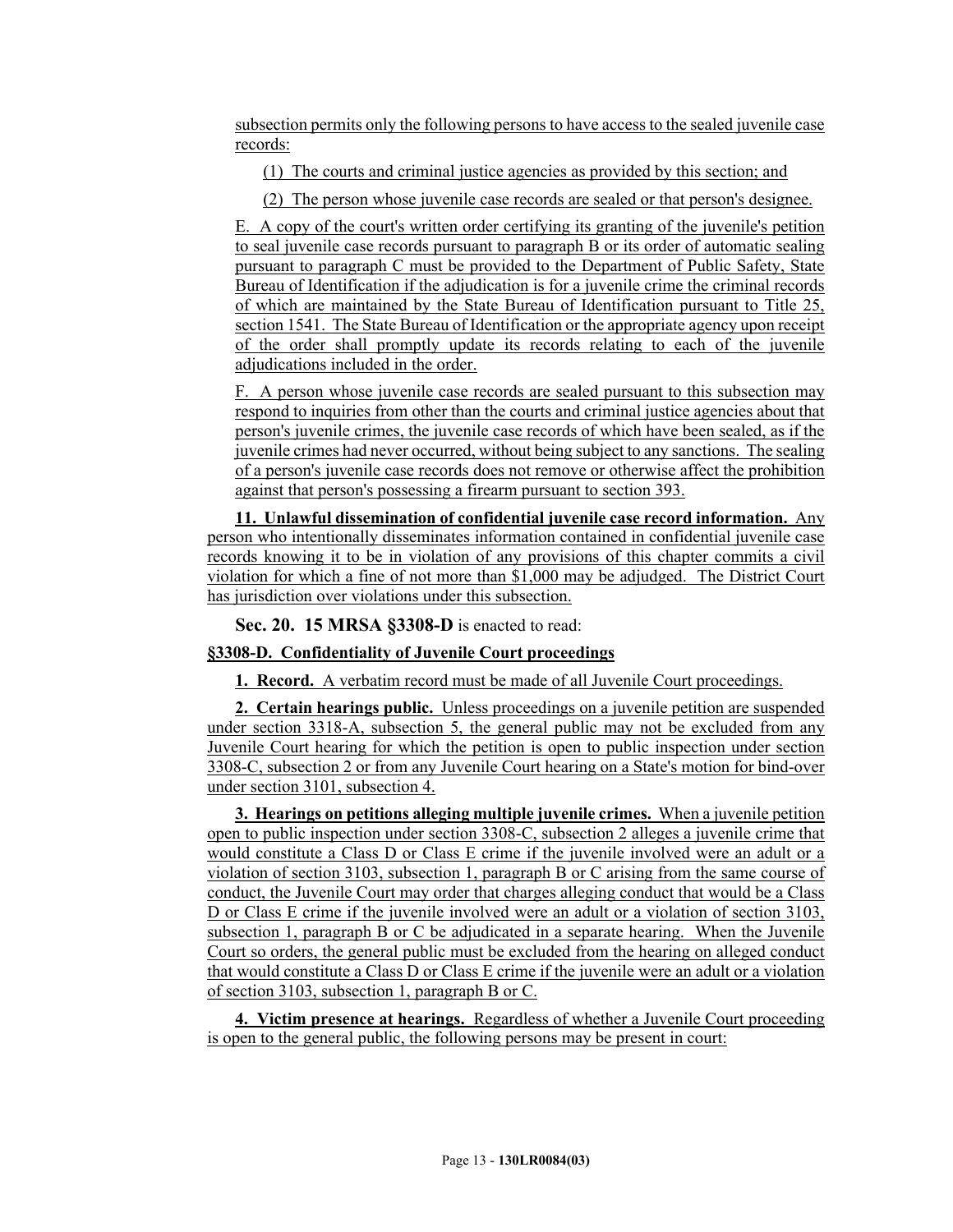subsection permits only the following persons to have access to the sealed juvenile case records:

(1) The courts and criminal justice agencies as provided by this section; and

(2) The person whose juvenile case records are sealed or that person's designee.

E. A copy of the court's written order certifying its granting of the juvenile's petition to seal juvenile case records pursuant to paragraph B or its order of automatic sealing pursuant to paragraph C must be provided to the Department of Public Safety, State Bureau of Identification if the adjudication is for a juvenile crime the criminal records of which are maintained by the State Bureau of Identification pursuant to Title 25, section 1541. The State Bureau of Identification or the appropriate agency upon receipt of the order shall promptly update its records relating to each of the juvenile adjudications included in the order.

F. A person whose juvenile case records are sealed pursuant to this subsection may respond to inquiries from other than the courts and criminal justice agencies about that person's juvenile crimes, the juvenile case records of which have been sealed, as if the juvenile crimes had never occurred, without being subject to any sanctions. The sealing of a person's juvenile case records does not remove or otherwise affect the prohibition against that person's possessing a firearm pursuant to section 393.

**11. Unlawful dissemination of confidential juvenile case record information.** Any person who intentionally disseminates information contained in confidential juvenile case records knowing it to be in violation of any provisions of this chapter commits a civil violation for which a fine of not more than $1,000 may be adjudged. The District Court has jurisdiction over violations under this subsection.

**Sec. 20. 15 MRSA §3308-D** is enacted to read:

**§3308-D. Confidentiality of Juvenile Court proceedings**

**1. Record.** A verbatim record must be made of all Juvenile Court proceedings.

**2. Certain hearings public.** Unless proceedings on a juvenile petition are suspended under section 3318-A, subsection 5, the general public may not be excluded from any Juvenile Court hearing for which the petition is open to public inspection under section 3308-C, subsection 2 or from any Juvenile Court hearing on a State's motion for bind-over under section 3101, subsection 4.

**3. Hearings on petitions alleging multiple juvenile crimes.** When a juvenile petition open to public inspection under section 3308-C, subsection 2 alleges a juvenile crime that would constitute a Class D or Class E crime if the juvenile involved were an adult or a violation of section 3103, subsection 1, paragraph B or C arising from the same course of conduct, the Juvenile Court may order that charges alleging conduct that would be a Class D or Class E crime if the juvenile involved were an adult or a violation of section 3103, subsection 1, paragraph B or C be adjudicated in a separate hearing. When the Juvenile Court so orders, the general public must be excluded from the hearing on alleged conduct that would constitute a Class D or Class E crime if the juvenile were an adult or a violation of section 3103, subsection 1, paragraph B or C.

**4. Victim presence at hearings.** Regardless of whether a Juvenile Court proceeding is open to the general public, the following persons may be present in court: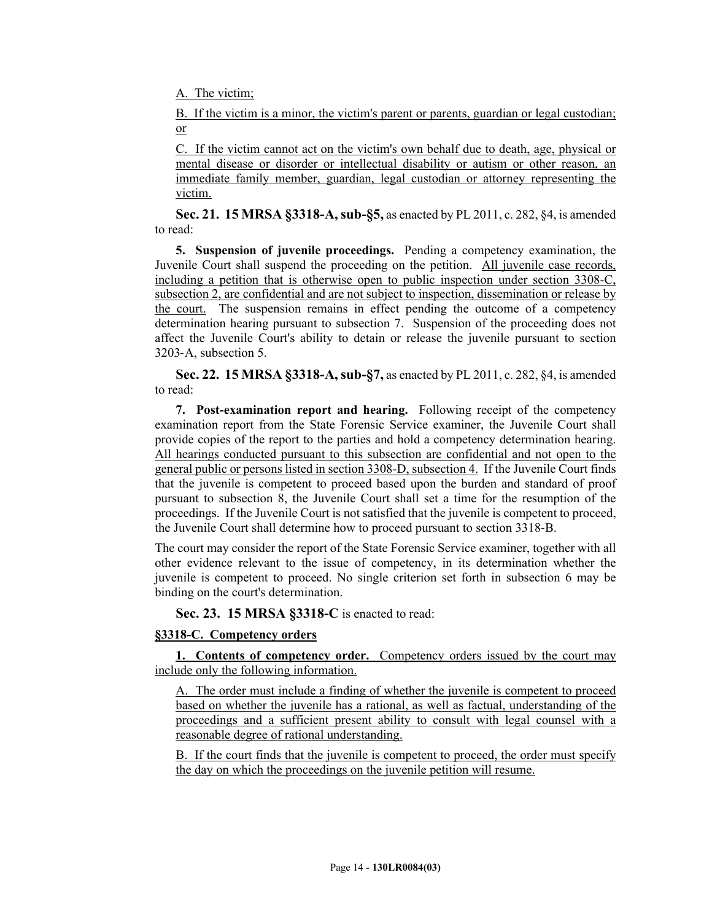A. The victim;

B. If the victim is a minor, the victim's parent or parents, guardian or legal custodian; or

C. If the victim cannot act on the victim's own behalf due to death, age, physical or mental disease or disorder or intellectual disability or autism or other reason, an immediate family member, guardian, legal custodian or attorney representing the victim.

**Sec. 21. 15 MRSA §3318-A, sub-§5,** as enacted by PL 2011, c. 282, §4, is amended to read:

**5. Suspension of juvenile proceedings.** Pending a competency examination, the Juvenile Court shall suspend the proceeding on the petition. All juvenile case records, including a petition that is otherwise open to public inspection under section 3308-C, subsection 2, are confidential and are not subject to inspection, dissemination or release by the court. The suspension remains in effect pending the outcome of a competency determination hearing pursuant to subsection 7. Suspension of the proceeding does not affect the Juvenile Court's ability to detain or release the juvenile pursuant to section 3203-A, subsection 5.

**Sec. 22. 15 MRSA §3318-A, sub-§7,** as enacted by PL 2011, c. 282, §4, is amended to read:

**7. Post-examination report and hearing.** Following receipt of the competency examination report from the State Forensic Service examiner, the Juvenile Court shall provide copies of the report to the parties and hold a competency determination hearing. All hearings conducted pursuant to this subsection are confidential and not open to the general public or persons listed in section 3308-D, subsection 4. If the Juvenile Court finds that the juvenile is competent to proceed based upon the burden and standard of proof pursuant to subsection 8, the Juvenile Court shall set a time for the resumption of the proceedings. If the Juvenile Court is not satisfied that the juvenile is competent to proceed, the Juvenile Court shall determine how to proceed pursuant to section 3318-B.

The court may consider the report of the State Forensic Service examiner, together with all other evidence relevant to the issue of competency, in its determination whether the juvenile is competent to proceed. No single criterion set forth in subsection 6 may be binding on the court's determination.

**Sec. 23. 15 MRSA §3318-C** is enacted to read:

**§3318-C. Competency orders**

**1. Contents of competency order.** Competency orders issued by the court may include only the following information.

A. The order must include a finding of whether the juvenile is competent to proceed based on whether the juvenile has a rational, as well as factual, understanding of the proceedings and a sufficient present ability to consult with legal counsel with a reasonable degree of rational understanding.

B. If the court finds that the juvenile is competent to proceed, the order must specify the day on which the proceedings on the juvenile petition will resume.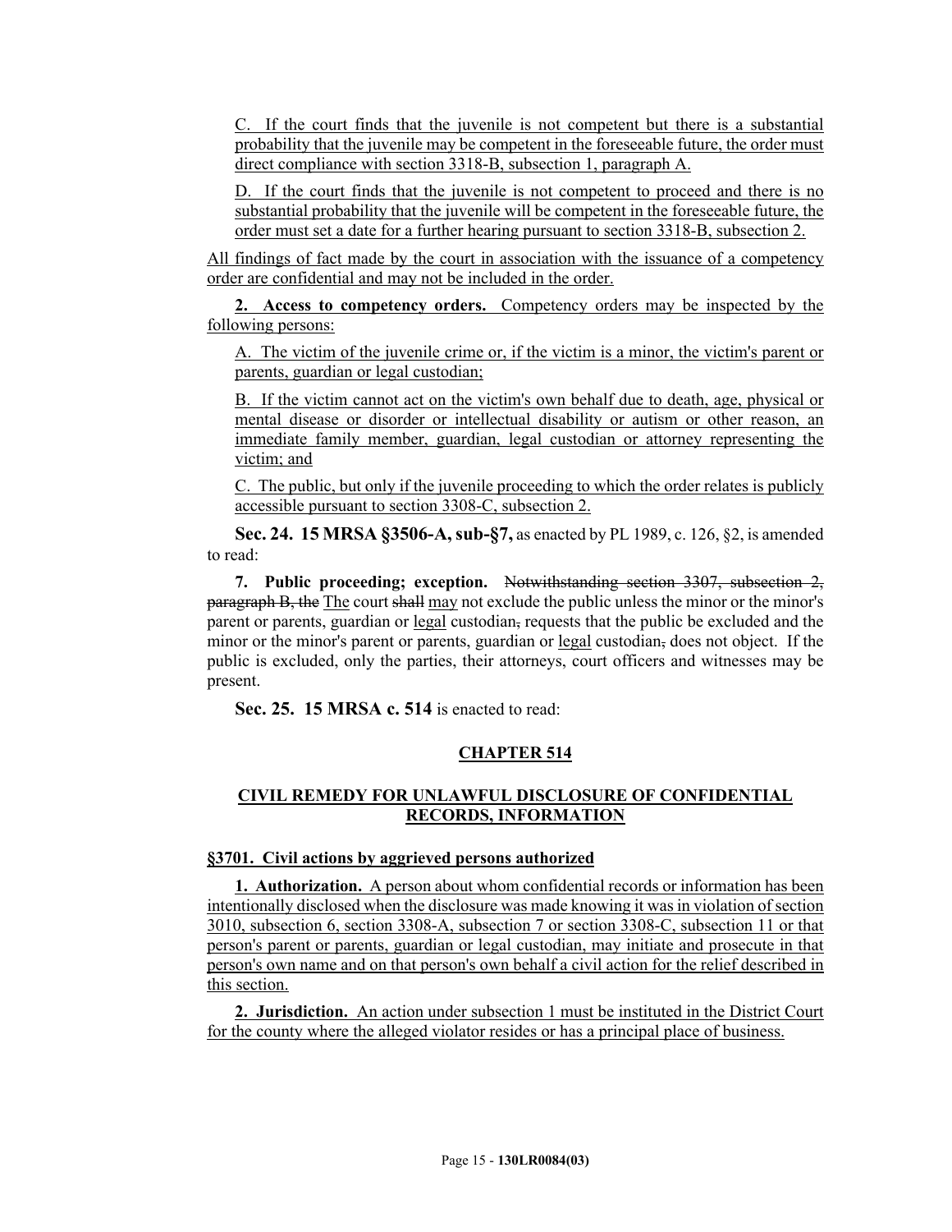C. If the court finds that the juvenile is not competent but there is a substantial probability that the juvenile may be competent in the foreseeable future, the order must direct compliance with section 3318-B, subsection 1, paragraph A.

D. If the court finds that the juvenile is not competent to proceed and there is no substantial probability that the juvenile will be competent in the foreseeable future, the order must set a date for a further hearing pursuant to section 3318-B, subsection 2.

All findings of fact made by the court in association with the issuance of a competency order are confidential and may not be included in the order.

**2. Access to competency orders.** Competency orders may be inspected by the following persons:

A. The victim of the juvenile crime or, if the victim is a minor, the victim's parent or parents, guardian or legal custodian;

B. If the victim cannot act on the victim's own behalf due to death, age, physical or mental disease or disorder or intellectual disability or autism or other reason, an immediate family member, guardian, legal custodian or attorney representing the victim; and

C. The public, but only if the juvenile proceeding to which the order relates is publicly accessible pursuant to section 3308-C, subsection 2.

**Sec. 24. 15 MRSA §3506-A, sub-§7,** as enacted by PL 1989, c. 126, §2, is amended to read:

**7. Public proceeding; exception.** ~~Notwithstanding section 3307, subsection 2, paragraph B, the~~ The court ~~shall~~ may not exclude the public unless the minor or the minor's parent or parents, guardian or legal custodian~~,~~ requests that the public be excluded and the minor or the minor's parent or parents, guardian or legal custodian~~,~~ does not object. If the public is excluded, only the parties, their attorneys, court officers and witnesses may be present.

**Sec. 25. 15 MRSA c. 514** is enacted to read:

## CHAPTER 514

## CIVIL REMEDY FOR UNLAWFUL DISCLOSURE OF CONFIDENTIAL RECORDS, INFORMATION

### §3701. Civil actions by aggrieved persons authorized

**1. Authorization.** A person about whom confidential records or information has been intentionally disclosed when the disclosure was made knowing it was in violation of section 3010, subsection 6, section 3308-A, subsection 7 or section 3308-C, subsection 11 or that person's parent or parents, guardian or legal custodian, may initiate and prosecute in that person's own name and on that person's own behalf a civil action for the relief described in this section.

**2. Jurisdiction.** An action under subsection 1 must be instituted in the District Court for the county where the alleged violator resides or has a principal place of business.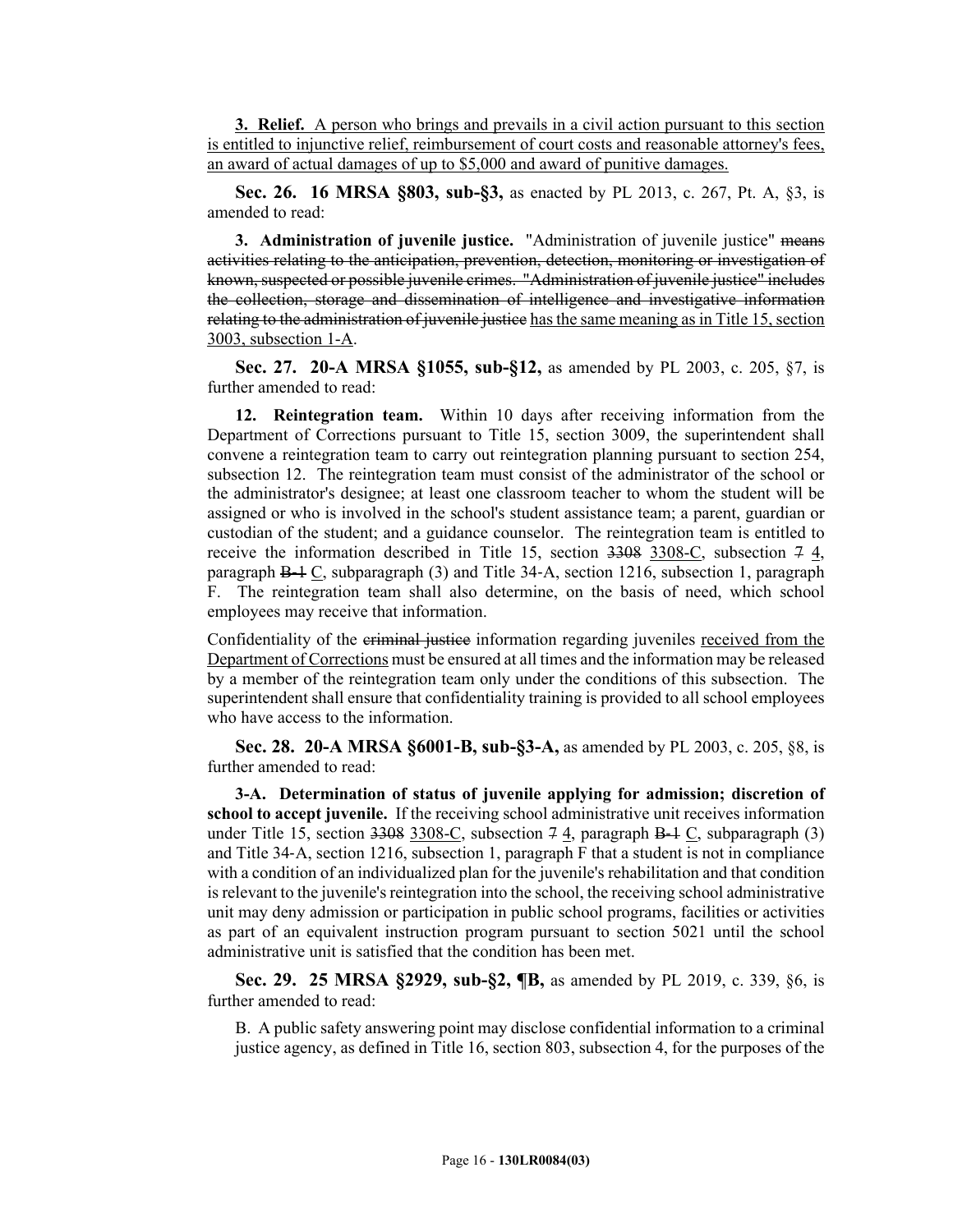**3. Relief.** A person who brings and prevails in a civil action pursuant to this section is entitled to injunctive relief, reimbursement of court costs and reasonable attorney's fees, an award of actual damages of up to $5,000 and award of punitive damages.

**Sec. 26. 16 MRSA §803, sub-§3,** as enacted by PL 2013, c. 267, Pt. A, §3, is amended to read:

**3. Administration of juvenile justice.** "Administration of juvenile justice" ~~means activities relating to the anticipation, prevention, detection, monitoring or investigation of known, suspected or possible juvenile crimes. "Administration of juvenile justice" includes the collection, storage and dissemination of intelligence and investigative information relating to the administration of juvenile justice~~ has the same meaning as in Title 15, section 3003, subsection 1-A.

**Sec. 27. 20-A MRSA §1055, sub-§12,** as amended by PL 2003, c. 205, §7, is further amended to read:

**12. Reintegration team.** Within 10 days after receiving information from the Department of Corrections pursuant to Title 15, section 3009, the superintendent shall convene a reintegration team to carry out reintegration planning pursuant to section 254, subsection 12. The reintegration team must consist of the administrator of the school or the administrator's designee; at least one classroom teacher to whom the student will be assigned or who is involved in the school's student assistance team; a parent, guardian or custodian of the student; and a guidance counselor. The reintegration team is entitled to receive the information described in Title 15, section ~~3308~~ 3308-C, subsection ~~7~~ 4, paragraph ~~B-1~~ C, subparagraph (3) and Title 34-A, section 1216, subsection 1, paragraph F. The reintegration team shall also determine, on the basis of need, which school employees may receive that information.

Confidentiality of the ~~criminal justice~~ information regarding juveniles received from the Department of Corrections must be ensured at all times and the information may be released by a member of the reintegration team only under the conditions of this subsection. The superintendent shall ensure that confidentiality training is provided to all school employees who have access to the information.

**Sec. 28. 20-A MRSA §6001-B, sub-§3-A,** as amended by PL 2003, c. 205, §8, is further amended to read:

**3-A. Determination of status of juvenile applying for admission; discretion of school to accept juvenile.** If the receiving school administrative unit receives information under Title 15, section ~~3308~~ 3308-C, subsection ~~7~~ 4, paragraph ~~B-1~~ C, subparagraph (3) and Title 34-A, section 1216, subsection 1, paragraph F that a student is not in compliance with a condition of an individualized plan for the juvenile's rehabilitation and that condition is relevant to the juvenile's reintegration into the school, the receiving school administrative unit may deny admission or participation in public school programs, facilities or activities as part of an equivalent instruction program pursuant to section 5021 until the school administrative unit is satisfied that the condition has been met.

**Sec. 29. 25 MRSA §2929, sub-§2, ¶B,** as amended by PL 2019, c. 339, §6, is further amended to read:

B. A public safety answering point may disclose confidential information to a criminal justice agency, as defined in Title 16, section 803, subsection 4, for the purposes of the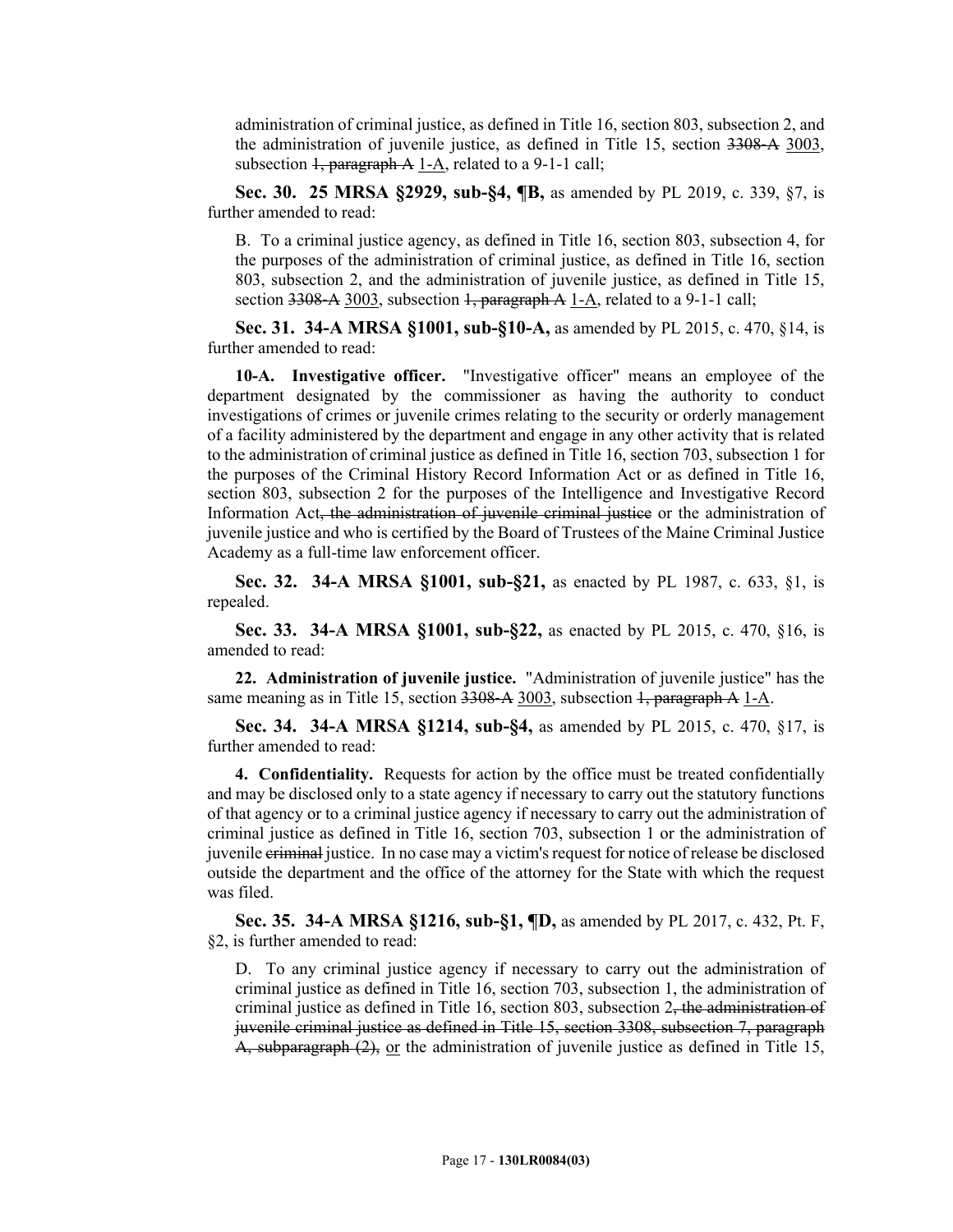administration of criminal justice, as defined in Title 16, section 803, subsection 2, and the administration of juvenile justice, as defined in Title 15, section ~~3308-A~~ 3003, subsection ~~1, paragraph A~~ 1-A, related to a 9-1-1 call;

**Sec. 30. 25 MRSA §2929, sub-§4, ¶B,** as amended by PL 2019, c. 339, §7, is further amended to read:

B. To a criminal justice agency, as defined in Title 16, section 803, subsection 4, for the purposes of the administration of criminal justice, as defined in Title 16, section 803, subsection 2, and the administration of juvenile justice, as defined in Title 15, section ~~3308-A~~ 3003, subsection ~~1, paragraph A~~ 1-A, related to a 9-1-1 call;

**Sec. 31. 34-A MRSA §1001, sub-§10-A,** as amended by PL 2015, c. 470, §14, is further amended to read:

**10-A. Investigative officer.** "Investigative officer" means an employee of the department designated by the commissioner as having the authority to conduct investigations of crimes or juvenile crimes relating to the security or orderly management of a facility administered by the department and engage in any other activity that is related to the administration of criminal justice as defined in Title 16, section 703, subsection 1 for the purposes of the Criminal History Record Information Act or as defined in Title 16, section 803, subsection 2 for the purposes of the Intelligence and Investigative Record Information Act~~, the administration of juvenile criminal justice~~ or the administration of juvenile justice and who is certified by the Board of Trustees of the Maine Criminal Justice Academy as a full-time law enforcement officer.

**Sec. 32. 34-A MRSA §1001, sub-§21,** as enacted by PL 1987, c. 633, §1, is repealed.

**Sec. 33. 34-A MRSA §1001, sub-§22,** as enacted by PL 2015, c. 470, §16, is amended to read:

**22. Administration of juvenile justice.** "Administration of juvenile justice" has the same meaning as in Title 15, section ~~3308-A~~ 3003, subsection ~~1, paragraph A~~ 1-A.

**Sec. 34. 34-A MRSA §1214, sub-§4,** as amended by PL 2015, c. 470, §17, is further amended to read:

**4. Confidentiality.** Requests for action by the office must be treated confidentially and may be disclosed only to a state agency if necessary to carry out the statutory functions of that agency or to a criminal justice agency if necessary to carry out the administration of criminal justice as defined in Title 16, section 703, subsection 1 or the administration of juvenile ~~criminal~~ justice. In no case may a victim's request for notice of release be disclosed outside the department and the office of the attorney for the State with which the request was filed.

**Sec. 35. 34-A MRSA §1216, sub-§1, ¶D,** as amended by PL 2017, c. 432, Pt. F, §2, is further amended to read:

D. To any criminal justice agency if necessary to carry out the administration of criminal justice as defined in Title 16, section 703, subsection 1, the administration of criminal justice as defined in Title 16, section 803, subsection 2~~, the administration of juvenile criminal justice as defined in Title 15, section 3308, subsection 7, paragraph A, subparagraph (2),~~ or the administration of juvenile justice as defined in Title 15,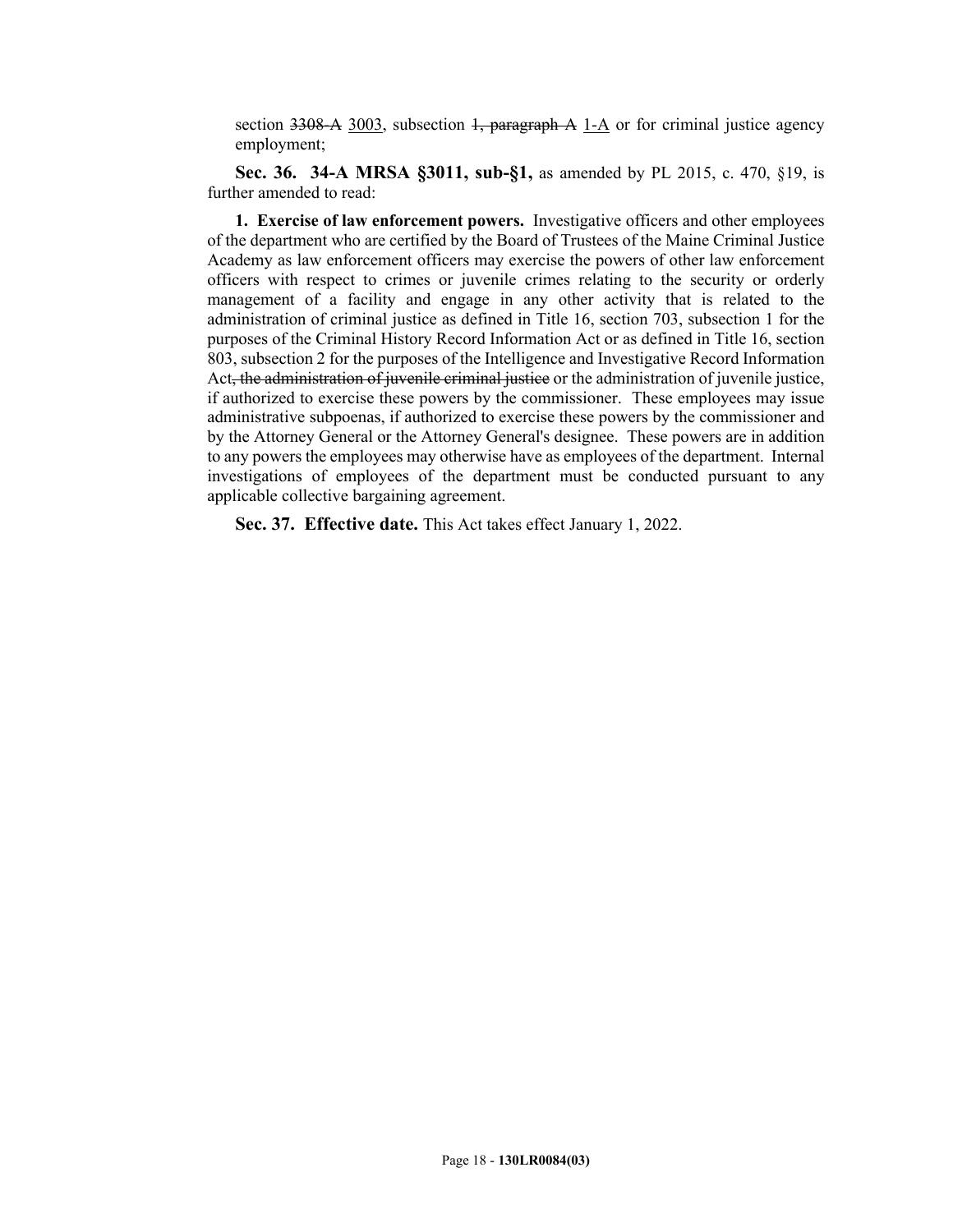section ~~3308-A~~ <u>3003</u>, subsection ~~1, paragraph A~~ <u>1-A</u> or for criminal justice agency employment;

**Sec. 36. 34-A MRSA §3011, sub-§1,** as amended by PL 2015, c. 470, §19, is further amended to read:

**1. Exercise of law enforcement powers.** Investigative officers and other employees of the department who are certified by the Board of Trustees of the Maine Criminal Justice Academy as law enforcement officers may exercise the powers of other law enforcement officers with respect to crimes or juvenile crimes relating to the security or orderly management of a facility and engage in any other activity that is related to the administration of criminal justice as defined in Title 16, section 703, subsection 1 for the purposes of the Criminal History Record Information Act or as defined in Title 16, section 803, subsection 2 for the purposes of the Intelligence and Investigative Record Information Act~~, the administration of juvenile criminal justice~~ or the administration of juvenile justice, if authorized to exercise these powers by the commissioner. These employees may issue administrative subpoenas, if authorized to exercise these powers by the commissioner and by the Attorney General or the Attorney General's designee. These powers are in addition to any powers the employees may otherwise have as employees of the department. Internal investigations of employees of the department must be conducted pursuant to any applicable collective bargaining agreement.

**Sec. 37. Effective date.** This Act takes effect January 1, 2022.